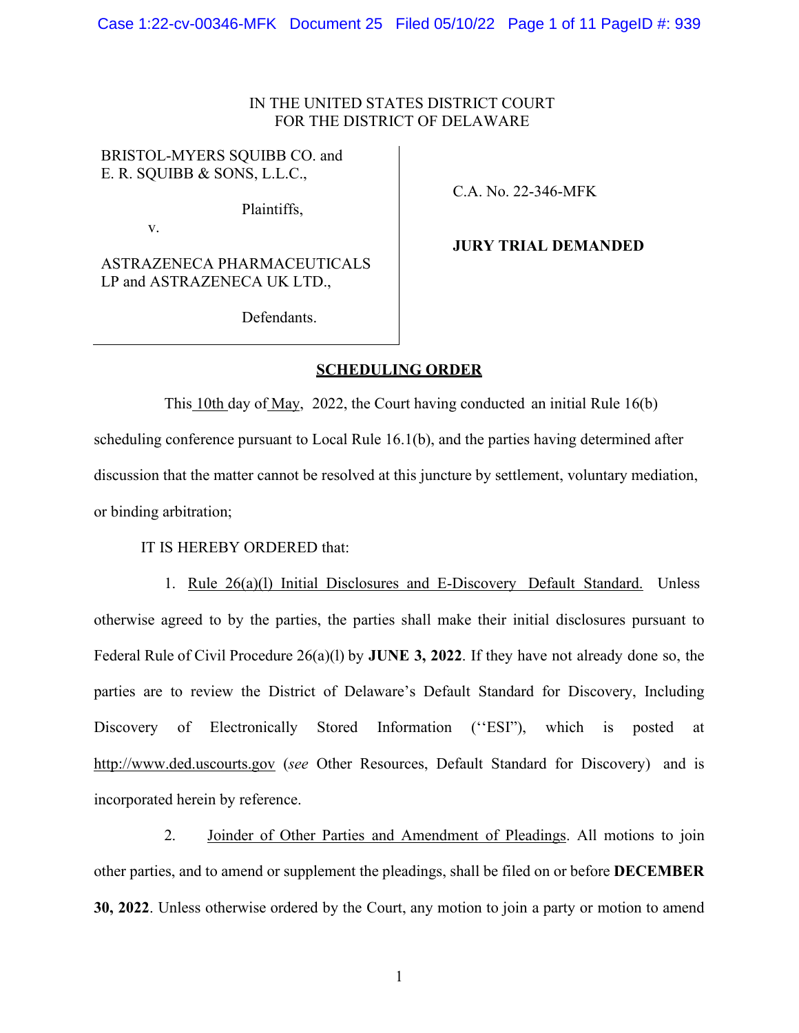IN THE UNITED STATES DISTRICT COURT
FOR THE DISTRICT OF DELAWARE

BRISTOL-MYERS SQUIBB CO. and
E. R. SQUIBB & SONS, L.L.C.,

Plaintiffs,

v.

ASTRAZENECA PHARMACEUTICALS LP and ASTRAZENECA UK LTD.,

Defendants.

C.A. No. 22-346-MFK

**JURY TRIAL DEMANDED**

## SCHEDULING ORDER

This 10th day of May, 2022, the Court having conducted an initial Rule 16(b) scheduling conference pursuant to Local Rule 16.1(b), and the parties having determined after discussion that the matter cannot be resolved at this juncture by settlement, voluntary mediation, or binding arbitration;

IT IS HEREBY ORDERED that:

1. Rule 26(a)(l) Initial Disclosures and E-Discovery Default Standard. Unless otherwise agreed to by the parties, the parties shall make their initial disclosures pursuant to Federal Rule of Civil Procedure 26(a)(l) by **JUNE 3, 2022**. If they have not already done so, the parties are to review the District of Delaware's Default Standard for Discovery, Including Discovery of Electronically Stored Information (''ESI"), which is posted at http://www.ded.uscourts.gov (*see* Other Resources, Default Standard for Discovery) and is incorporated herein by reference.

2. Joinder of Other Parties and Amendment of Pleadings. All motions to join other parties, and to amend or supplement the pleadings, shall be filed on or before **DECEMBER 30, 2022**. Unless otherwise ordered by the Court, any motion to join a party or motion to amend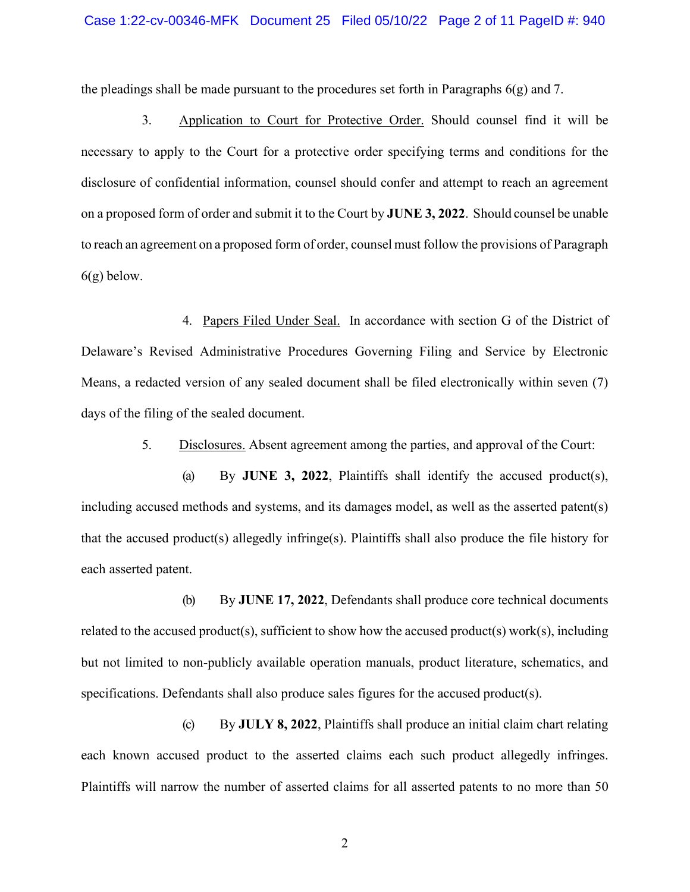the pleadings shall be made pursuant to the procedures set forth in Paragraphs 6(g) and 7.

3. Application to Court for Protective Order. Should counsel find it will be necessary to apply to the Court for a protective order specifying terms and conditions for the disclosure of confidential information, counsel should confer and attempt to reach an agreement on a proposed form of order and submit it to the Court by **JUNE 3, 2022**. Should counsel be unable to reach an agreement on a proposed form of order, counsel must follow the provisions of Paragraph 6(g) below.

4. Papers Filed Under Seal. In accordance with section G of the District of Delaware's Revised Administrative Procedures Governing Filing and Service by Electronic Means, a redacted version of any sealed document shall be filed electronically within seven (7) days of the filing of the sealed document.

5. Disclosures. Absent agreement among the parties, and approval of the Court:

(a) By **JUNE 3, 2022**, Plaintiffs shall identify the accused product(s), including accused methods and systems, and its damages model, as well as the asserted patent(s) that the accused product(s) allegedly infringe(s). Plaintiffs shall also produce the file history for each asserted patent.

(b) By **JUNE 17, 2022**, Defendants shall produce core technical documents related to the accused product(s), sufficient to show how the accused product(s) work(s), including but not limited to non-publicly available operation manuals, product literature, schematics, and specifications. Defendants shall also produce sales figures for the accused product(s).

(c) By **JULY 8, 2022**, Plaintiffs shall produce an initial claim chart relating each known accused product to the asserted claims each such product allegedly infringes. Plaintiffs will narrow the number of asserted claims for all asserted patents to no more than 50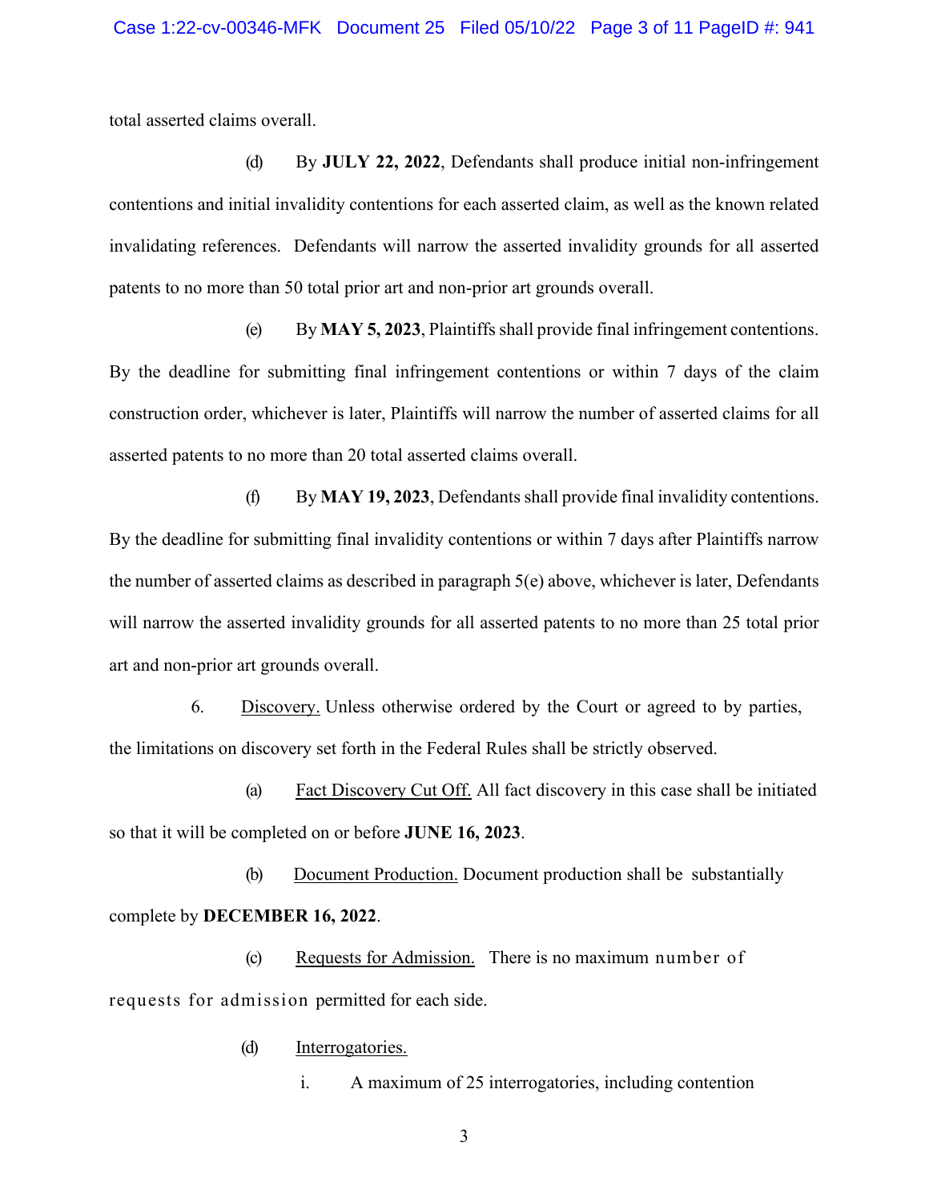total asserted claims overall.

(d) By **JULY 22, 2022**, Defendants shall produce initial non-infringement contentions and initial invalidity contentions for each asserted claim, as well as the known related invalidating references. Defendants will narrow the asserted invalidity grounds for all asserted patents to no more than 50 total prior art and non-prior art grounds overall.

(e) By **MAY 5, 2023**, Plaintiffs shall provide final infringement contentions. By the deadline for submitting final infringement contentions or within 7 days of the claim construction order, whichever is later, Plaintiffs will narrow the number of asserted claims for all asserted patents to no more than 20 total asserted claims overall.

(f) By **MAY 19, 2023**, Defendants shall provide final invalidity contentions. By the deadline for submitting final invalidity contentions or within 7 days after Plaintiffs narrow the number of asserted claims as described in paragraph 5(e) above, whichever is later, Defendants will narrow the asserted invalidity grounds for all asserted patents to no more than 25 total prior art and non-prior art grounds overall.

6. Discovery. Unless otherwise ordered by the Court or agreed to by parties, the limitations on discovery set forth in the Federal Rules shall be strictly observed.

(a) Fact Discovery Cut Off. All fact discovery in this case shall be initiated so that it will be completed on or before **JUNE 16, 2023**.

(b) Document Production. Document production shall be substantially complete by **DECEMBER 16, 2022**.

(c) Requests for Admission. There is no maximum number of requests for admission permitted for each side.

(d) Interrogatories.

i. A maximum of 25 interrogatories, including contention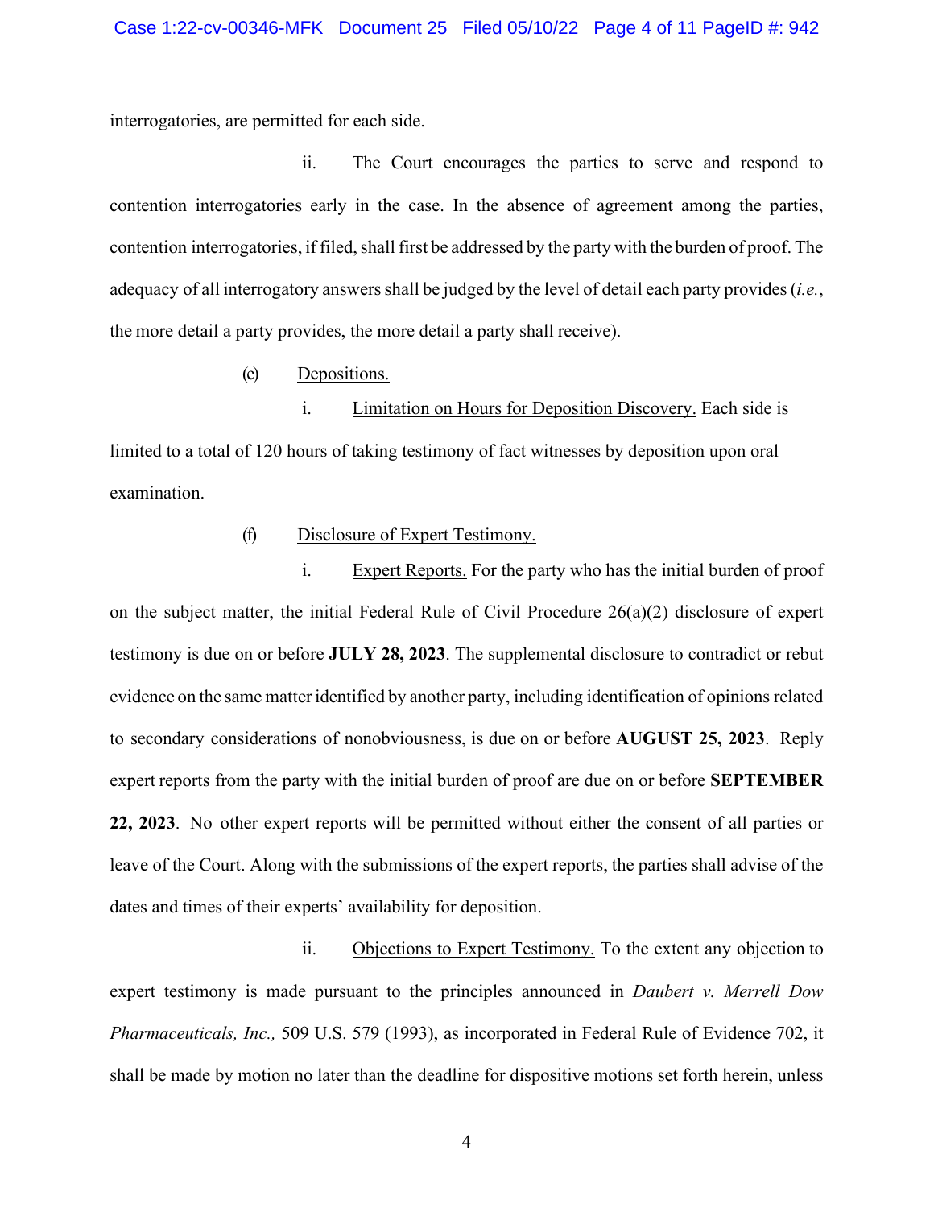interrogatories, are permitted for each side.

ii. The Court encourages the parties to serve and respond to contention interrogatories early in the case. In the absence of agreement among the parties, contention interrogatories, if filed, shall first be addressed by the party with the burden of proof. The adequacy of all interrogatory answers shall be judged by the level of detail each party provides (*i.e.*, the more detail a party provides, the more detail a party shall receive).

(e) Depositions.

i. Limitation on Hours for Deposition Discovery. Each side is limited to a total of 120 hours of taking testimony of fact witnesses by deposition upon oral examination.

(f) Disclosure of Expert Testimony.

i. Expert Reports. For the party who has the initial burden of proof on the subject matter, the initial Federal Rule of Civil Procedure 26(a)(2) disclosure of expert testimony is due on or before **JULY 28, 2023**. The supplemental disclosure to contradict or rebut evidence on the same matter identified by another party, including identification of opinions related to secondary considerations of nonobviousness, is due on or before **AUGUST 25, 2023**. Reply expert reports from the party with the initial burden of proof are due on or before **SEPTEMBER 22, 2023**. No other expert reports will be permitted without either the consent of all parties or leave of the Court. Along with the submissions of the expert reports, the parties shall advise of the dates and times of their experts' availability for deposition.

ii. Objections to Expert Testimony. To the extent any objection to expert testimony is made pursuant to the principles announced in *Daubert v. Merrell Dow Pharmaceuticals, Inc.,* 509 U.S. 579 (1993), as incorporated in Federal Rule of Evidence 702, it shall be made by motion no later than the deadline for dispositive motions set forth herein, unless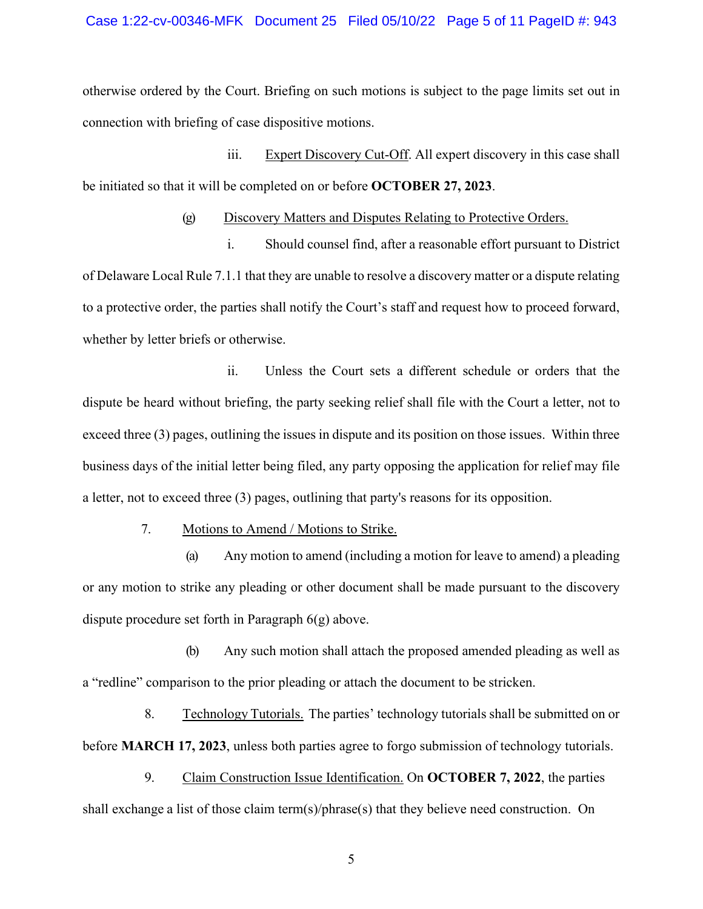otherwise ordered by the Court. Briefing on such motions is subject to the page limits set out in connection with briefing of case dispositive motions.

iii. Expert Discovery Cut-Off. All expert discovery in this case shall be initiated so that it will be completed on or before **OCTOBER 27, 2023**.

(g) Discovery Matters and Disputes Relating to Protective Orders.

i. Should counsel find, after a reasonable effort pursuant to District of Delaware Local Rule 7.1.1 that they are unable to resolve a discovery matter or a dispute relating to a protective order, the parties shall notify the Court's staff and request how to proceed forward, whether by letter briefs or otherwise.

ii. Unless the Court sets a different schedule or orders that the dispute be heard without briefing, the party seeking relief shall file with the Court a letter, not to exceed three (3) pages, outlining the issues in dispute and its position on those issues. Within three business days of the initial letter being filed, any party opposing the application for relief may file a letter, not to exceed three (3) pages, outlining that party's reasons for its opposition.

7. Motions to Amend / Motions to Strike.

(a) Any motion to amend (including a motion for leave to amend) a pleading or any motion to strike any pleading or other document shall be made pursuant to the discovery dispute procedure set forth in Paragraph 6(g) above.

(b) Any such motion shall attach the proposed amended pleading as well as a "redline" comparison to the prior pleading or attach the document to be stricken.

8. Technology Tutorials. The parties' technology tutorials shall be submitted on or before **MARCH 17, 2023**, unless both parties agree to forgo submission of technology tutorials.

9. Claim Construction Issue Identification. On **OCTOBER 7, 2022**, the parties shall exchange a list of those claim term(s)/phrase(s) that they believe need construction. On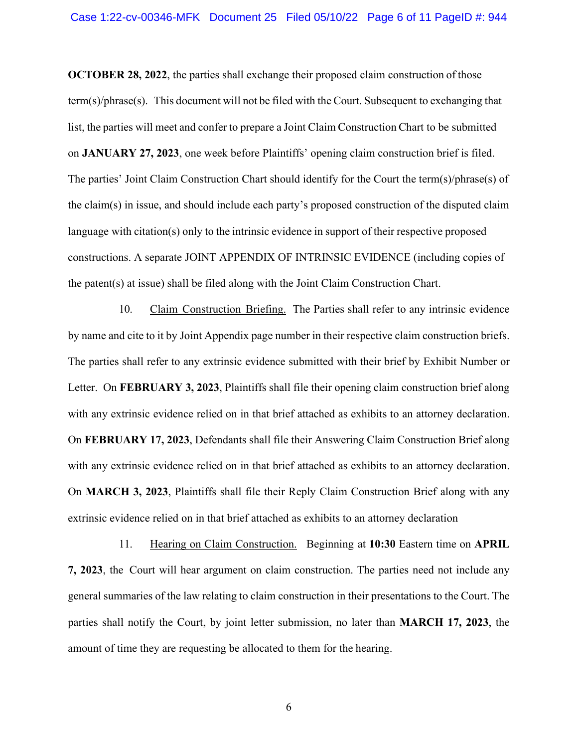**OCTOBER 28, 2022**, the parties shall exchange their proposed claim construction of those term(s)/phrase(s). This document will not be filed with the Court. Subsequent to exchanging that list, the parties will meet and confer to prepare a Joint Claim Construction Chart to be submitted on **JANUARY 27, 2023**, one week before Plaintiffs' opening claim construction brief is filed. The parties' Joint Claim Construction Chart should identify for the Court the term(s)/phrase(s) of the claim(s) in issue, and should include each party's proposed construction of the disputed claim language with citation(s) only to the intrinsic evidence in support of their respective proposed constructions. A separate JOINT APPENDIX OF INTRINSIC EVIDENCE (including copies of the patent(s) at issue) shall be filed along with the Joint Claim Construction Chart.

10. Claim Construction Briefing. The Parties shall refer to any intrinsic evidence by name and cite to it by Joint Appendix page number in their respective claim construction briefs. The parties shall refer to any extrinsic evidence submitted with their brief by Exhibit Number or Letter. On **FEBRUARY 3, 2023**, Plaintiffs shall file their opening claim construction brief along with any extrinsic evidence relied on in that brief attached as exhibits to an attorney declaration. On **FEBRUARY 17, 2023**, Defendants shall file their Answering Claim Construction Brief along with any extrinsic evidence relied on in that brief attached as exhibits to an attorney declaration. On **MARCH 3, 2023**, Plaintiffs shall file their Reply Claim Construction Brief along with any extrinsic evidence relied on in that brief attached as exhibits to an attorney declaration

11. Hearing on Claim Construction. Beginning at **10:30** Eastern time on **APRIL 7, 2023**, the Court will hear argument on claim construction. The parties need not include any general summaries of the law relating to claim construction in their presentations to the Court. The parties shall notify the Court, by joint letter submission, no later than **MARCH 17, 2023**, the amount of time they are requesting be allocated to them for the hearing.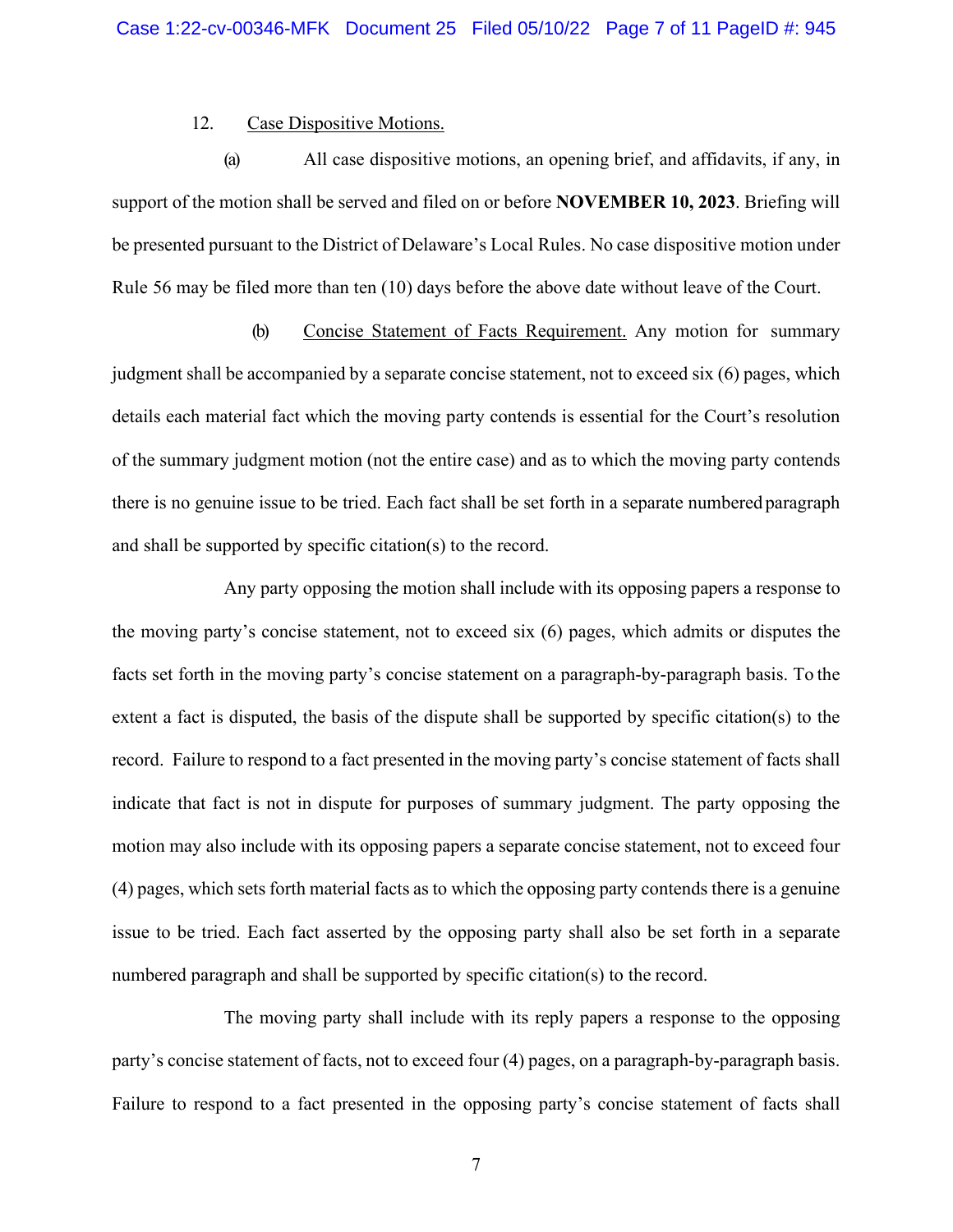12. Case Dispositive Motions.

(a) All case dispositive motions, an opening brief, and affidavits, if any, in support of the motion shall be served and filed on or before **NOVEMBER 10, 2023**. Briefing will be presented pursuant to the District of Delaware's Local Rules. No case dispositive motion under Rule 56 may be filed more than ten (10) days before the above date without leave of the Court.

(b) Concise Statement of Facts Requirement. Any motion for summary judgment shall be accompanied by a separate concise statement, not to exceed six (6) pages, which details each material fact which the moving party contends is essential for the Court's resolution of the summary judgment motion (not the entire case) and as to which the moving party contends there is no genuine issue to be tried. Each fact shall be set forth in a separate numbered paragraph and shall be supported by specific citation(s) to the record.

Any party opposing the motion shall include with its opposing papers a response to the moving party's concise statement, not to exceed six (6) pages, which admits or disputes the facts set forth in the moving party's concise statement on a paragraph-by-paragraph basis. To the extent a fact is disputed, the basis of the dispute shall be supported by specific citation(s) to the record. Failure to respond to a fact presented in the moving party's concise statement of facts shall indicate that fact is not in dispute for purposes of summary judgment. The party opposing the motion may also include with its opposing papers a separate concise statement, not to exceed four (4) pages, which sets forth material facts as to which the opposing party contends there is a genuine issue to be tried. Each fact asserted by the opposing party shall also be set forth in a separate numbered paragraph and shall be supported by specific citation(s) to the record.

The moving party shall include with its reply papers a response to the opposing party's concise statement of facts, not to exceed four (4) pages, on a paragraph-by-paragraph basis. Failure to respond to a fact presented in the opposing party's concise statement of facts shall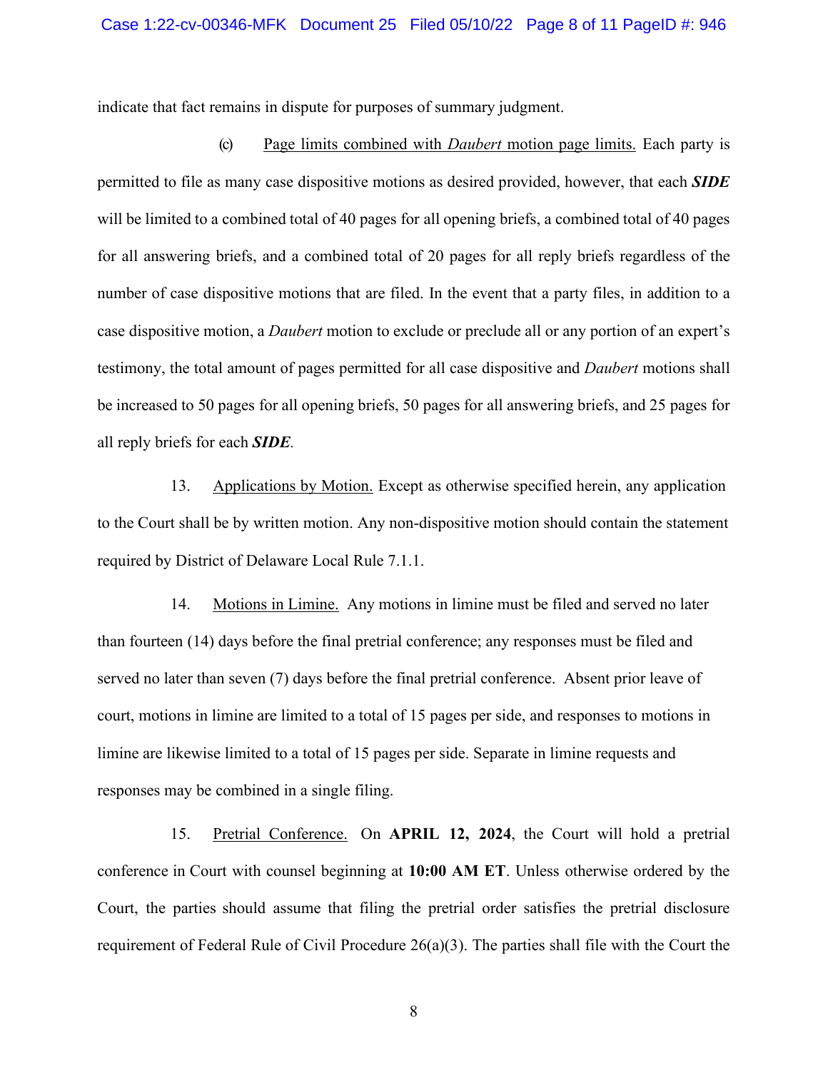indicate that fact remains in dispute for purposes of summary judgment.

(c) Page limits combined with *Daubert* motion page limits. Each party is permitted to file as many case dispositive motions as desired provided, however, that each ***SIDE*** will be limited to a combined total of 40 pages for all opening briefs, a combined total of 40 pages for all answering briefs, and a combined total of 20 pages for all reply briefs regardless of the number of case dispositive motions that are filed. In the event that a party files, in addition to a case dispositive motion, a *Daubert* motion to exclude or preclude all or any portion of an expert's testimony, the total amount of pages permitted for all case dispositive and *Daubert* motions shall be increased to 50 pages for all opening briefs, 50 pages for all answering briefs, and 25 pages for all reply briefs for each ***SIDE***.

13. Applications by Motion. Except as otherwise specified herein, any application to the Court shall be by written motion. Any non-dispositive motion should contain the statement required by District of Delaware Local Rule 7.1.1.

14. Motions in Limine. Any motions in limine must be filed and served no later than fourteen (14) days before the final pretrial conference; any responses must be filed and served no later than seven (7) days before the final pretrial conference. Absent prior leave of court, motions in limine are limited to a total of 15 pages per side, and responses to motions in limine are likewise limited to a total of 15 pages per side. Separate in limine requests and responses may be combined in a single filing.

15. Pretrial Conference. On **APRIL 12, 2024**, the Court will hold a pretrial conference in Court with counsel beginning at **10:00 AM ET**. Unless otherwise ordered by the Court, the parties should assume that filing the pretrial order satisfies the pretrial disclosure requirement of Federal Rule of Civil Procedure 26(a)(3). The parties shall file with the Court the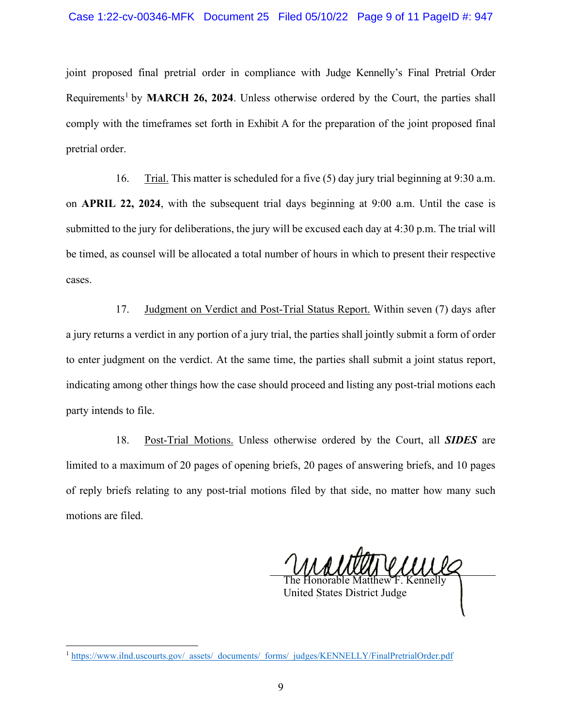joint proposed final pretrial order in compliance with Judge Kennelly's Final Pretrial Order Requirements[1] by **MARCH 26, 2024**. Unless otherwise ordered by the Court, the parties shall comply with the timeframes set forth in Exhibit A for the preparation of the joint proposed final pretrial order.

16. Trial. This matter is scheduled for a five (5) day jury trial beginning at 9:30 a.m. on **APRIL 22, 2024**, with the subsequent trial days beginning at 9:00 a.m. Until the case is submitted to the jury for deliberations, the jury will be excused each day at 4:30 p.m. The trial will be timed, as counsel will be allocated a total number of hours in which to present their respective cases.

17. Judgment on Verdict and Post-Trial Status Report. Within seven (7) days after a jury returns a verdict in any portion of a jury trial, the parties shall jointly submit a form of order to enter judgment on the verdict. At the same time, the parties shall submit a joint status report, indicating among other things how the case should proceed and listing any post-trial motions each party intends to file.

18. Post-Trial Motions. Unless otherwise ordered by the Court, all ***SIDES*** are limited to a maximum of 20 pages of opening briefs, 20 pages of answering briefs, and 10 pages of reply briefs relating to any post-trial motions filed by that side, no matter how many such motions are filed.

The Honorable Matthew F. Kennelly
United States District Judge

[1] https://www.ilnd.uscourts.gov/_assets/_documents/_forms/_judges/KENNELLY/FinalPretrialOrder.pdf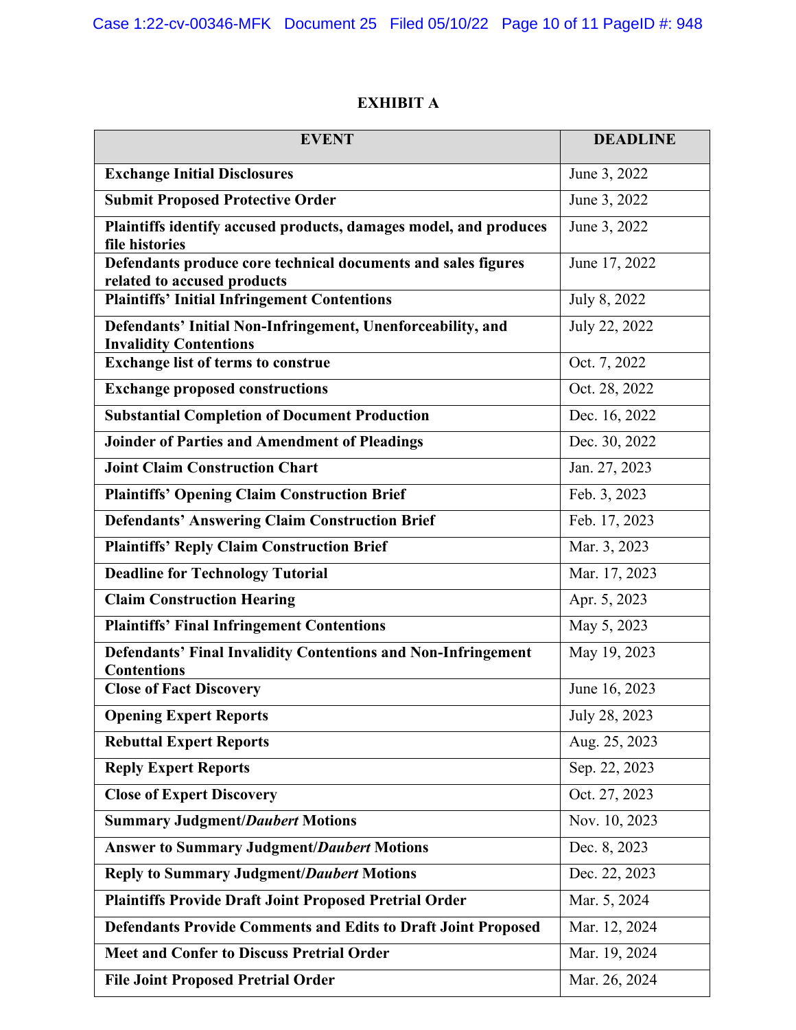**EXHIBIT A**

| EVENT | DEADLINE |
|---|---|
| **Exchange Initial Disclosures** | June 3, 2022 |
| **Submit Proposed Protective Order** | June 3, 2022 |
| **Plaintiffs identify accused products, damages model, and produces file histories** | June 3, 2022 |
| **Defendants produce core technical documents and sales figures related to accused products** | June 17, 2022 |
| **Plaintiffs' Initial Infringement Contentions** | July 8, 2022 |
| **Defendants' Initial Non-Infringement, Unenforceability, and Invalidity Contentions** | July 22, 2022 |
| **Exchange list of terms to construe** | Oct. 7, 2022 |
| **Exchange proposed constructions** | Oct. 28, 2022 |
| **Substantial Completion of Document Production** | Dec. 16, 2022 |
| **Joinder of Parties and Amendment of Pleadings** | Dec. 30, 2022 |
| **Joint Claim Construction Chart** | Jan. 27, 2023 |
| **Plaintiffs' Opening Claim Construction Brief** | Feb. 3, 2023 |
| **Defendants' Answering Claim Construction Brief** | Feb. 17, 2023 |
| **Plaintiffs' Reply Claim Construction Brief** | Mar. 3, 2023 |
| **Deadline for Technology Tutorial** | Mar. 17, 2023 |
| **Claim Construction Hearing** | Apr. 5, 2023 |
| **Plaintiffs' Final Infringement Contentions** | May 5, 2023 |
| **Defendants' Final Invalidity Contentions and Non-Infringement Contentions** | May 19, 2023 |
| **Close of Fact Discovery** | June 16, 2023 |
| **Opening Expert Reports** | July 28, 2023 |
| **Rebuttal Expert Reports** | Aug. 25, 2023 |
| **Reply Expert Reports** | Sep. 22, 2023 |
| **Close of Expert Discovery** | Oct. 27, 2023 |
| **Summary Judgment/*Daubert* Motions** | Nov. 10, 2023 |
| **Answer to Summary Judgment/*Daubert* Motions** | Dec. 8, 2023 |
| **Reply to Summary Judgment/*Daubert* Motions** | Dec. 22, 2023 |
| **Plaintiffs Provide Draft Joint Proposed Pretrial Order** | Mar. 5, 2024 |
| **Defendants Provide Comments and Edits to Draft Joint Proposed** | Mar. 12, 2024 |
| **Meet and Confer to Discuss Pretrial Order** | Mar. 19, 2024 |
| **File Joint Proposed Pretrial Order** | Mar. 26, 2024 |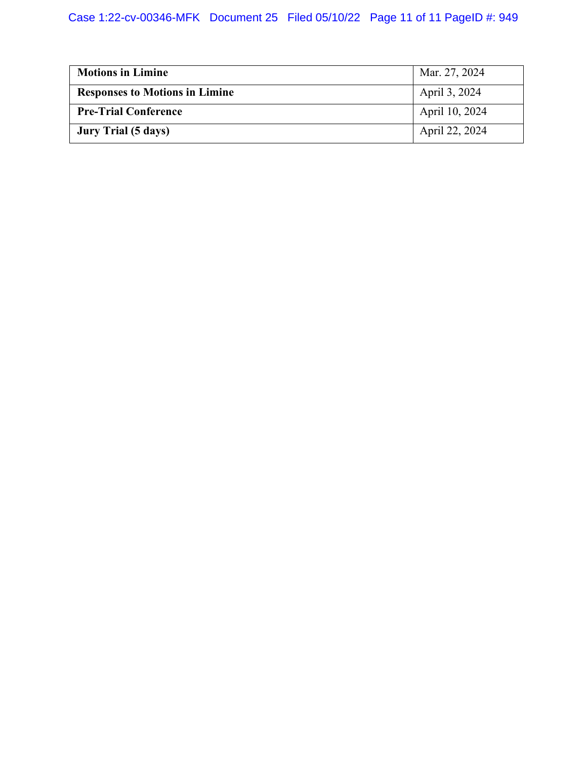| | |
|---|---|
| **Motions in Limine** | Mar. 27, 2024 |
| **Responses to Motions in Limine** | April 3, 2024 |
| **Pre-Trial Conference** | April 10, 2024 |
| **Jury Trial (5 days)** | April 22, 2024 |